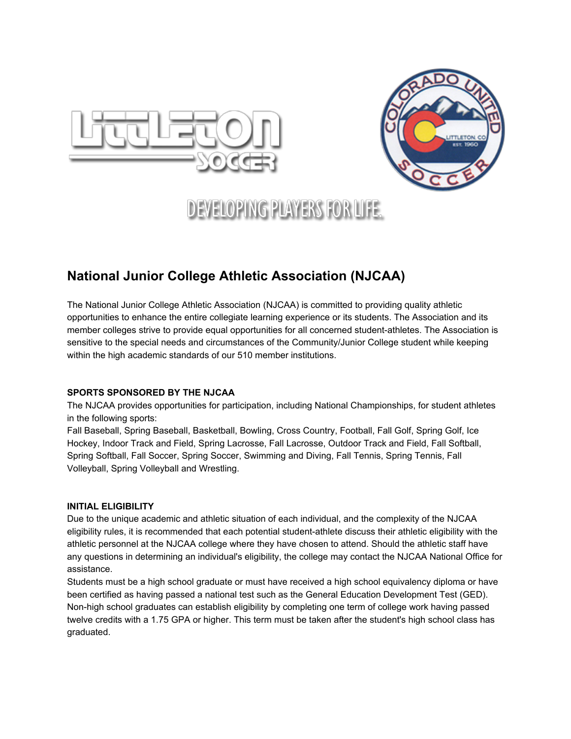DEVELOPING PLAYERS FOR LIFE.

## National Junior College Athletic Association (NJCAA)

The National Junior College Athletic Association (NJCAA) is committed to providing quality athletic opportunities to enhance the entire collegiate learning experience or its students. The Association and its member colleges strive to provide equal opportunities for all concerned student-athletes. The Association is sensitive to the special needs and circumstances of the Community/Junior College student while keeping within the high academic standards of our 510 member institutions.

**SPORTS SPONSORED BY THE NJCAA**

The NJCAA provides opportunities for participation, including National Championships, for student athletes in the following sports:

Fall Baseball, Spring Baseball, Basketball, Bowling, Cross Country, Football, Fall Golf, Spring Golf, Ice Hockey, Indoor Track and Field, Spring Lacrosse, Fall Lacrosse, Outdoor Track and Field, Fall Softball, Spring Softball, Fall Soccer, Spring Soccer, Swimming and Diving, Fall Tennis, Spring Tennis, Fall Volleyball, Spring Volleyball and Wrestling.

**INITIAL ELIGIBILITY**

Due to the unique academic and athletic situation of each individual, and the complexity of the NJCAA eligibility rules, it is recommended that each potential student-athlete discuss their athletic eligibility with the athletic personnel at the NJCAA college where they have chosen to attend. Should the athletic staff have any questions in determining an individual's eligibility, the college may contact the NJCAA National Office for assistance.

Students must be a high school graduate or must have received a high school equivalency diploma or have been certified as having passed a national test such as the General Education Development Test (GED). Non-high school graduates can establish eligibility by completing one term of college work having passed twelve credits with a 1.75 GPA or higher. This term must be taken after the student's high school class has graduated.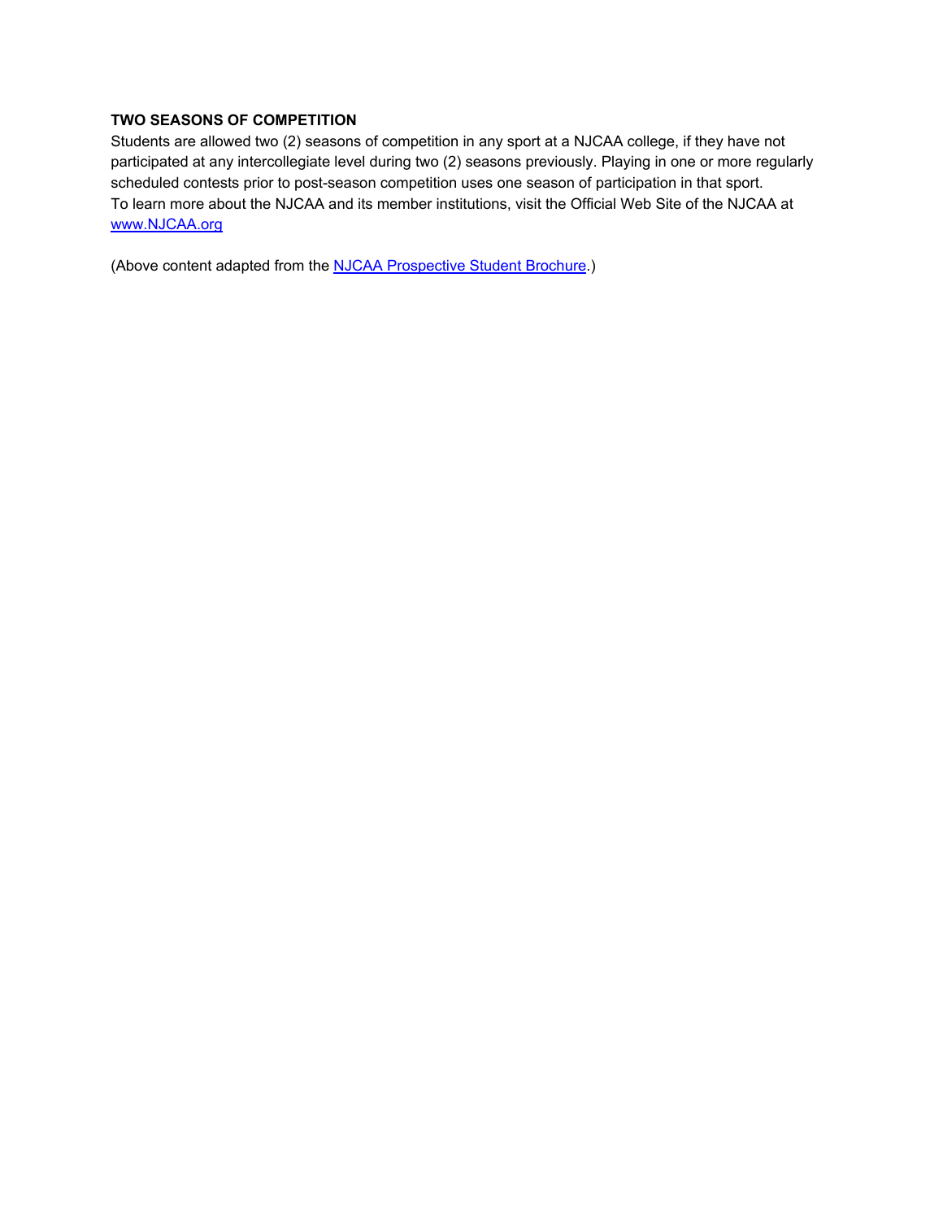**TWO SEASONS OF COMPETITION**

Students are allowed two (2) seasons of competition in any sport at a NJCAA college, if they have not participated at any intercollegiate level during two (2) seasons previously. Playing in one or more regularly scheduled contests prior to post-season competition uses one season of participation in that sport.
To learn more about the NJCAA and its member institutions, visit the Official Web Site of the NJCAA at [www.NJCAA.org](http://www.NJCAA.org)

(Above content adapted from the NJCAA Prospective Student Brochure.)